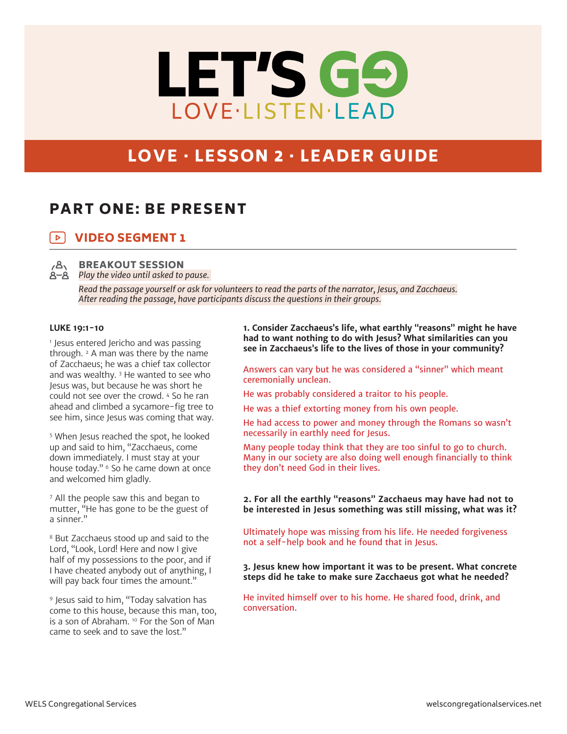# LET'S GO

LOVE·LISTEN·LEAD

## LOVE · LESSON 2 · LEADER GUIDE

## PART ONE: BE PRESENT

### VIDEO SEGMENT 1

**BREAKOUT SESSION**

*Play the video until asked to pause.*

*Read the passage yourself or ask for volunteers to read the parts of the narrator, Jesus, and Zacchaeus. After reading the passage, have participants discuss the questions in their groups.*

**LUKE 19:1-10**

[1] Jesus entered Jericho and was passing through. [2] A man was there by the name of Zacchaeus; he was a chief tax collector and was wealthy. [3] He wanted to see who Jesus was, but because he was short he could not see over the crowd. [4] So he ran ahead and climbed a sycamore-fig tree to see him, since Jesus was coming that way.

[5] When Jesus reached the spot, he looked up and said to him, "Zacchaeus, come down immediately. I must stay at your house today." [6] So he came down at once and welcomed him gladly.

[7] All the people saw this and began to mutter, "He has gone to be the guest of a sinner."

[8] But Zacchaeus stood up and said to the Lord, "Look, Lord! Here and now I give half of my possessions to the poor, and if I have cheated anybody out of anything, I will pay back four times the amount."

[9] Jesus said to him, "Today salvation has come to this house, because this man, too, is a son of Abraham. [10] For the Son of Man came to seek and to save the lost."

**1. Consider Zacchaeus's life, what earthly "reasons" might he have had to want nothing to do with Jesus? What similarities can you see in Zacchaeus's life to the lives of those in your community?**

Answers can vary but he was considered a "sinner" which meant ceremonially unclean.

He was probably considered a traitor to his people.

He was a thief extorting money from his own people.

He had access to power and money through the Romans so wasn't necessarily in earthly need for Jesus.

Many people today think that they are too sinful to go to church. Many in our society are also doing well enough financially to think they don't need God in their lives.

**2. For all the earthly "reasons" Zacchaeus may have had not to be interested in Jesus something was still missing, what was it?**

Ultimately hope was missing from his life. He needed forgiveness not a self-help book and he found that in Jesus.

**3. Jesus knew how important it was to be present. What concrete steps did he take to make sure Zacchaeus got what he needed?**

He invited himself over to his home. He shared food, drink, and conversation.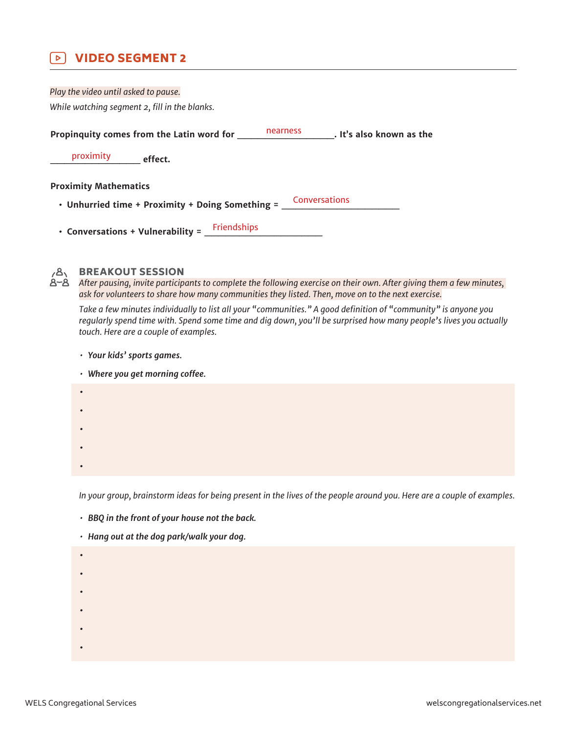## VIDEO SEGMENT 2

*Play the video until asked to pause.*

*While watching segment 2, fill in the blanks.*

**Propinquity comes from the Latin word for** nearness**. It's also known as the** proximity **effect.**

**Proximity Mathematics**

- **Unhurried time + Proximity + Doing Something =** Conversations
- **Conversations + Vulnerability =** Friendships

### BREAKOUT SESSION

*After pausing, invite participants to complete the following exercise on their own. After giving them a few minutes, ask for volunteers to share how many communities they listed. Then, move on to the next exercise.*

*Take a few minutes individually to list all your "communities." A good definition of "community" is anyone you regularly spend time with. Spend some time and dig down, you'll be surprised how many people's lives you actually touch. Here are a couple of examples.*

- ***Your kids' sports games.***
- ***Where you get morning coffee.***
- 
- 
- 
- 
- 

*In your group, brainstorm ideas for being present in the lives of the people around you. Here are a couple of examples.*

- ***BBQ in the front of your house not the back.***
- ***Hang out at the dog park/walk your dog.***
- 
- 
- 
- 
- 
-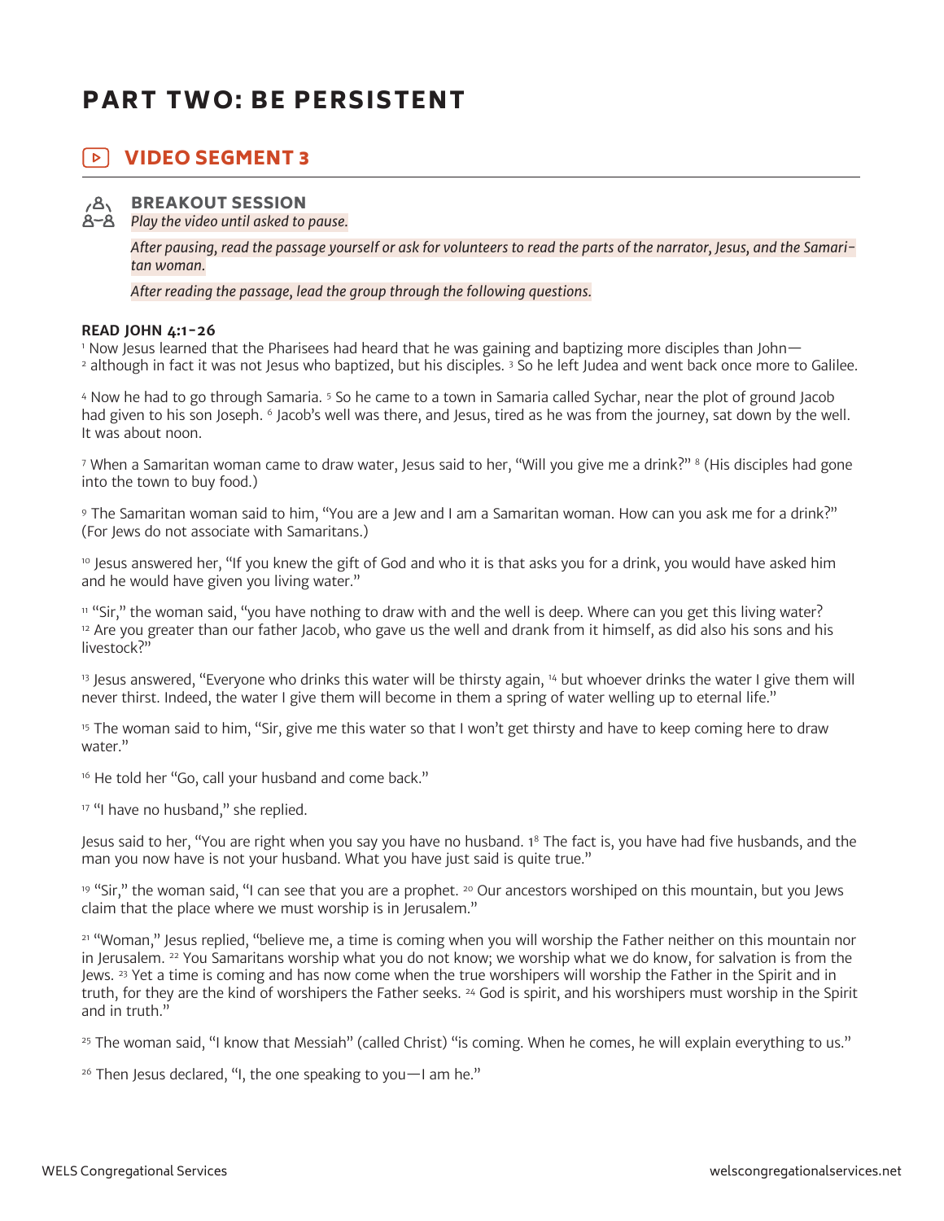# PART TWO: BE PERSISTENT

## VIDEO SEGMENT 3

### BREAKOUT SESSION

*Play the video until asked to pause.*

*After pausing, read the passage yourself or ask for volunteers to read the parts of the narrator, Jesus, and the Samaritan woman.*

*After reading the passage, lead the group through the following questions.*

**READ JOHN 4:1-26**

[1] Now Jesus learned that the Pharisees had heard that he was gaining and baptizing more disciples than John— [2] although in fact it was not Jesus who baptized, but his disciples. [3] So he left Judea and went back once more to Galilee.

[4] Now he had to go through Samaria. [5] So he came to a town in Samaria called Sychar, near the plot of ground Jacob had given to his son Joseph. [6] Jacob's well was there, and Jesus, tired as he was from the journey, sat down by the well. It was about noon.

[7] When a Samaritan woman came to draw water, Jesus said to her, "Will you give me a drink?" [8] (His disciples had gone into the town to buy food.)

[9] The Samaritan woman said to him, "You are a Jew and I am a Samaritan woman. How can you ask me for a drink?" (For Jews do not associate with Samaritans.)

[10] Jesus answered her, "If you knew the gift of God and who it is that asks you for a drink, you would have asked him and he would have given you living water."

[11] "Sir," the woman said, "you have nothing to draw with and the well is deep. Where can you get this living water? [12] Are you greater than our father Jacob, who gave us the well and drank from it himself, as did also his sons and his livestock?"

[13] Jesus answered, "Everyone who drinks this water will be thirsty again, [14] but whoever drinks the water I give them will never thirst. Indeed, the water I give them will become in them a spring of water welling up to eternal life."

[15] The woman said to him, "Sir, give me this water so that I won't get thirsty and have to keep coming here to draw water."

[16] He told her "Go, call your husband and come back."

[17] "I have no husband," she replied.

Jesus said to her, "You are right when you say you have no husband. 1[8] The fact is, you have had five husbands, and the man you now have is not your husband. What you have just said is quite true."

[19] "Sir," the woman said, "I can see that you are a prophet. [20] Our ancestors worshiped on this mountain, but you Jews claim that the place where we must worship is in Jerusalem."

[21] "Woman," Jesus replied, "believe me, a time is coming when you will worship the Father neither on this mountain nor in Jerusalem. [22] You Samaritans worship what you do not know; we worship what we do know, for salvation is from the Jews. [23] Yet a time is coming and has now come when the true worshipers will worship the Father in the Spirit and in truth, for they are the kind of worshipers the Father seeks. [24] God is spirit, and his worshipers must worship in the Spirit and in truth."

[25] The woman said, "I know that Messiah" (called Christ) "is coming. When he comes, he will explain everything to us."

[26] Then Jesus declared, "I, the one speaking to you—I am he."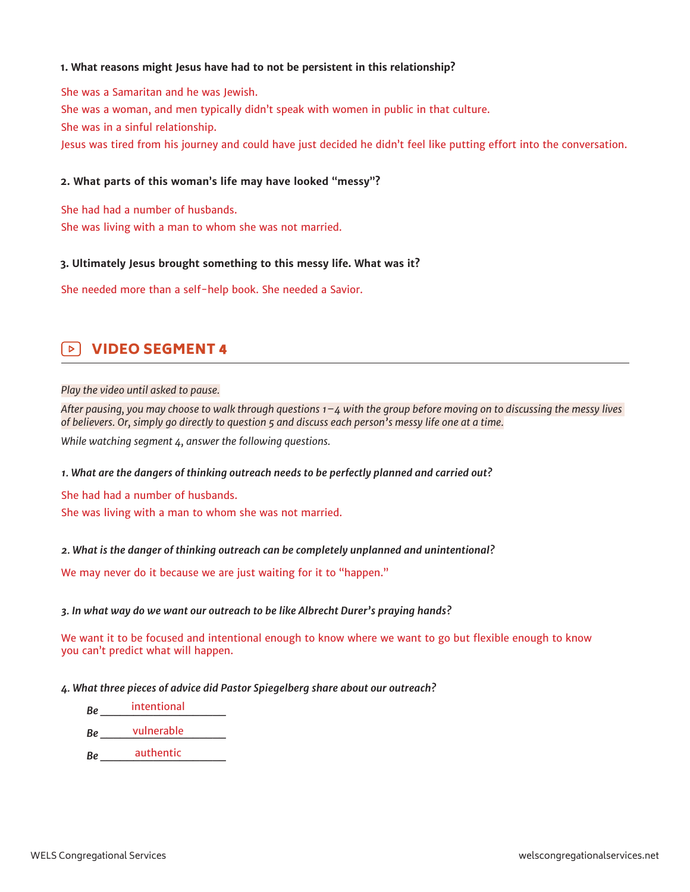**1. What reasons might Jesus have had to not be persistent in this relationship?**

She was a Samaritan and he was Jewish.

She was a woman, and men typically didn't speak with women in public in that culture.

She was in a sinful relationship.

Jesus was tired from his journey and could have just decided he didn't feel like putting effort into the conversation.

**2. What parts of this woman's life may have looked "messy"?**

She had had a number of husbands.

She was living with a man to whom she was not married.

**3. Ultimately Jesus brought something to this messy life. What was it?**

She needed more than a self-help book. She needed a Savior.

## VIDEO SEGMENT 4

*Play the video until asked to pause.*

*After pausing, you may choose to walk through questions 1–4 with the group before moving on to discussing the messy lives of believers. Or, simply go directly to question 5 and discuss each person's messy life one at a time.*

*While watching segment 4, answer the following questions.*

***1. What are the dangers of thinking outreach needs to be perfectly planned and carried out?***

She had had a number of husbands.

She was living with a man to whom she was not married.

***2. What is the danger of thinking outreach can be completely unplanned and unintentional?***

We may never do it because we are just waiting for it to "happen."

***3. In what way do we want our outreach to be like Albrecht Durer's praying hands?***

We want it to be focused and intentional enough to know where we want to go but flexible enough to know you can't predict what will happen.

***4. What three pieces of advice did Pastor Spiegelberg share about our outreach?***

***Be*** intentional

***Be*** vulnerable

***Be*** authentic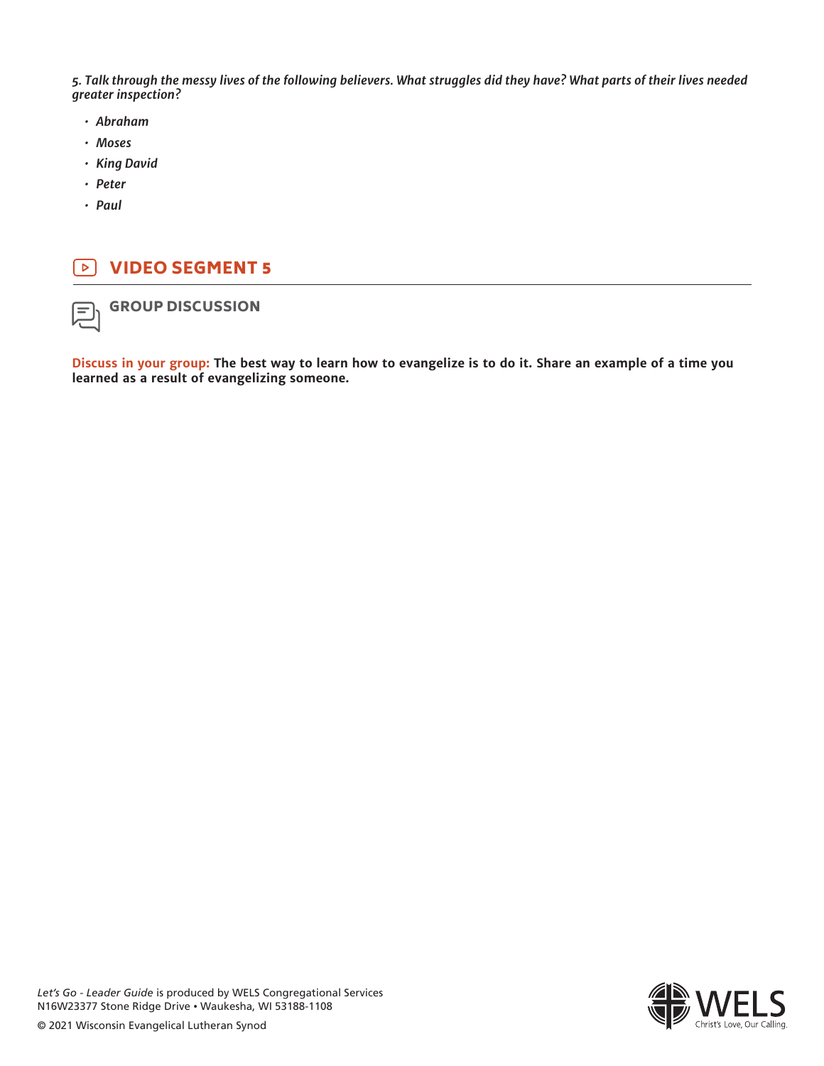*5. Talk through the messy lives of the following believers. What struggles did they have? What parts of their lives needed greater inspection?*

- *Abraham*
- *Moses*
- *King David*
- *Peter*
- *Paul*

## VIDEO SEGMENT 5

### GROUP DISCUSSION

**Discuss in your group: The best way to learn how to evangelize is to do it. Share an example of a time you learned as a result of evangelizing someone.**

*Let's Go - Leader Guide* is produced by WELS Congregational Services
N16W23377 Stone Ridge Drive • Waukesha, WI 53188-1108

© 2021 Wisconsin Evangelical Lutheran Synod

WELS Christ's Love, Our Calling.